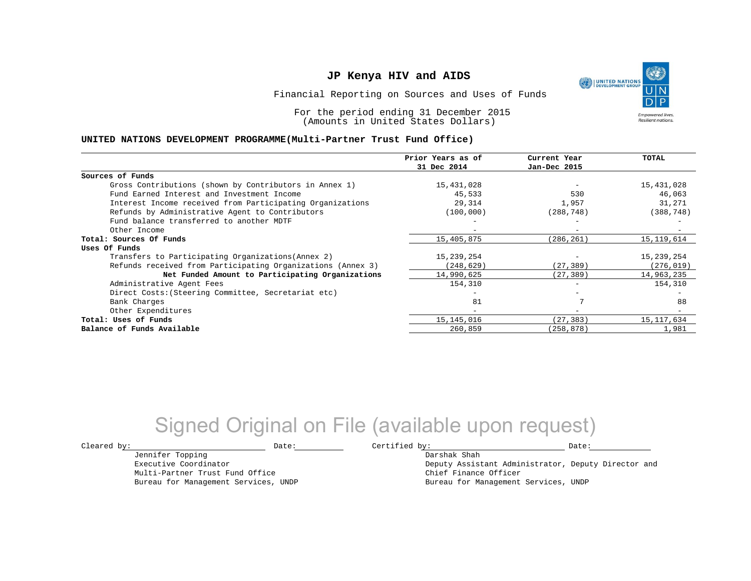# JP Kenya HIV and AIDS

Financial Reporting on Sources and Uses of Funds

For the period ending 31 December 2015
(Amounts in United States Dollars)

## UNITED NATIONS DEVELOPMENT PROGRAMME(Multi-Partner Trust Fund Office)

| | Prior Years as of 31 Dec 2014 | Current Year Jan-Dec 2015 | TOTAL |
|---|---|---|---|
| **Sources of Funds** | | | |
| Gross Contributions (shown by Contributors in Annex 1) | 15,431,028 | - | 15,431,028 |
| Fund Earned Interest and Investment Income | 45,533 | 530 | 46,063 |
| Interest Income received from Participating Organizations | 29,314 | 1,957 | 31,271 |
| Refunds by Administrative Agent to Contributors | (100,000) | (288,748) | (388,748) |
| Fund balance transferred to another MDTF | - | - | - |
| Other Income | - | - | - |
| **Total: Sources Of Funds** | 15,405,875 | (286,261) | 15,119,614 |
| **Uses Of Funds** | | | |
| Transfers to Participating Organizations(Annex 2) | 15,239,254 | - | 15,239,254 |
| Refunds received from Participating Organizations (Annex 3) | (248,629) | (27,389) | (276,019) |
| **Net Funded Amount to Participating Organizations** | 14,990,625 | (27,389) | 14,963,235 |
| Administrative Agent Fees | 154,310 | - | 154,310 |
| Direct Costs:(Steering Committee, Secretariat etc) | - | - | - |
| Bank Charges | 81 | 7 | 88 |
| Other Expenditures | - | - | - |
| **Total: Uses of Funds** | 15,145,016 | (27,383) | 15,117,634 |
| **Balance of Funds Available** | 260,859 | (258,878) | 1,981 |

Signed Original on File (available upon request)

Cleared by: ____________________ Date: __________

Jennifer Topping
Executive Coordinator
Multi-Partner Trust Fund Office
Bureau for Management Services, UNDP

Certified by: ____________________ Date: __________

Darshak Shah
Deputy Assistant Administrator, Deputy Director and
Chief Finance Officer
Bureau for Management Services, UNDP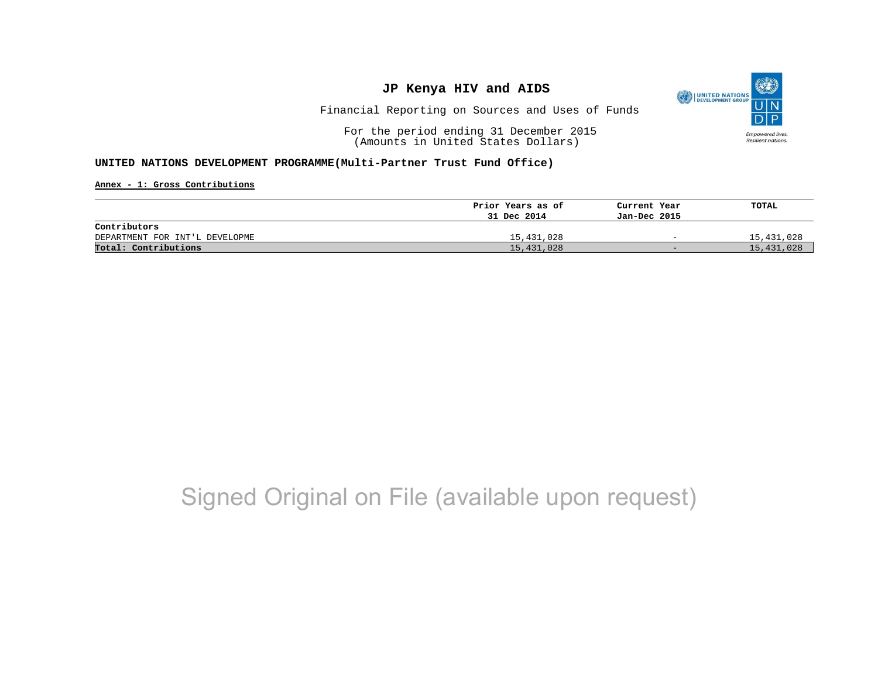# JP Kenya HIV and AIDS

Financial Reporting on Sources and Uses of Funds

For the period ending 31 December 2015
(Amounts in United States Dollars)

**UNITED NATIONS DEVELOPMENT PROGRAMME(Multi-Partner Trust Fund Office)**

**Annex - 1: Gross Contributions**

| | Prior Years as of 31 Dec 2014 | Current Year Jan-Dec 2015 | TOTAL |
|---|---|---|---|
| **Contributors** | | | |
| DEPARTMENT FOR INT'L DEVELOPME | 15,431,028 | - | 15,431,028 |
| **Total: Contributions** | 15,431,028 | - | 15,431,028 |

Signed Original on File (available upon request)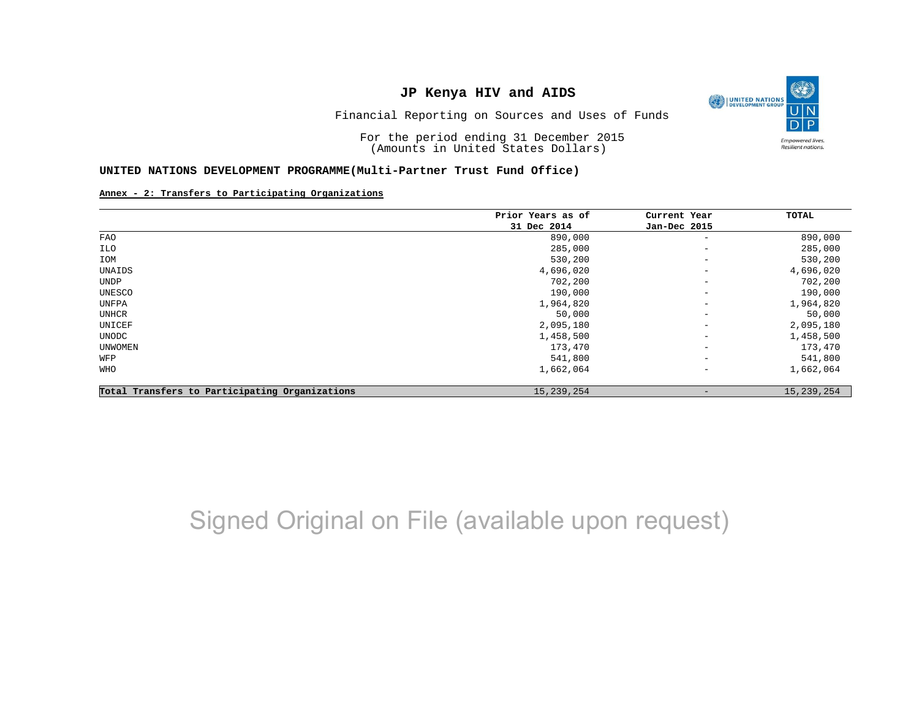# JP Kenya HIV and AIDS

Financial Reporting on Sources and Uses of Funds

For the period ending 31 December 2015
(Amounts in United States Dollars)

## UNITED NATIONS DEVELOPMENT PROGRAMME(Multi-Partner Trust Fund Office)

**Annex - 2: Transfers to Participating Organizations**

| | Prior Years as of 31 Dec 2014 | Current Year Jan-Dec 2015 | TOTAL |
|---|---|---|---|
| FAO | 890,000 | - | 890,000 |
| ILO | 285,000 | - | 285,000 |
| IOM | 530,200 | - | 530,200 |
| UNAIDS | 4,696,020 | - | 4,696,020 |
| UNDP | 702,200 | - | 702,200 |
| UNESCO | 190,000 | - | 190,000 |
| UNFPA | 1,964,820 | - | 1,964,820 |
| UNHCR | 50,000 | - | 50,000 |
| UNICEF | 2,095,180 | - | 2,095,180 |
| UNODC | 1,458,500 | - | 1,458,500 |
| UNWOMEN | 173,470 | - | 173,470 |
| WFP | 541,800 | - | 541,800 |
| WHO | 1,662,064 | - | 1,662,064 |
| **Total Transfers to Participating Organizations** | 15,239,254 | - | 15,239,254 |

Signed Original on File (available upon request)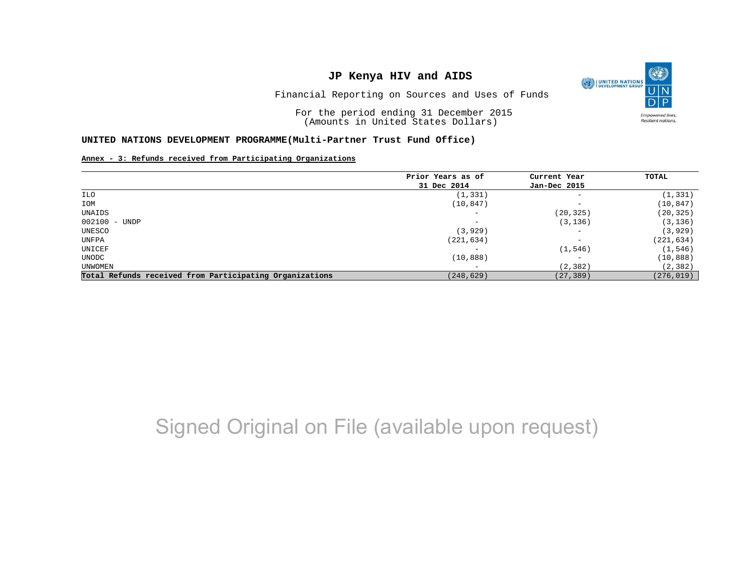# JP Kenya HIV and AIDS

Financial Reporting on Sources and Uses of Funds

For the period ending 31 December 2015
(Amounts in United States Dollars)

**UNITED NATIONS DEVELOPMENT PROGRAMME(Multi-Partner Trust Fund Office)**

**Annex - 3: Refunds received from Participating Organizations**

| | Prior Years as of 31 Dec 2014 | Current Year Jan-Dec 2015 | TOTAL |
|---|---|---|---|
| ILO | (1,331) | - | (1,331) |
| IOM | (10,847) | - | (10,847) |
| UNAIDS | - | (20,325) | (20,325) |
| 002100 - UNDP | - | (3,136) | (3,136) |
| UNESCO | (3,929) | - | (3,929) |
| UNFPA | (221,634) | - | (221,634) |
| UNICEF | - | (1,546) | (1,546) |
| UNODC | (10,888) | - | (10,888) |
| UNWOMEN | - | (2,382) | (2,382) |
| **Total Refunds received from Participating Organizations** | (248,629) | (27,389) | (276,019) |

Signed Original on File (available upon request)